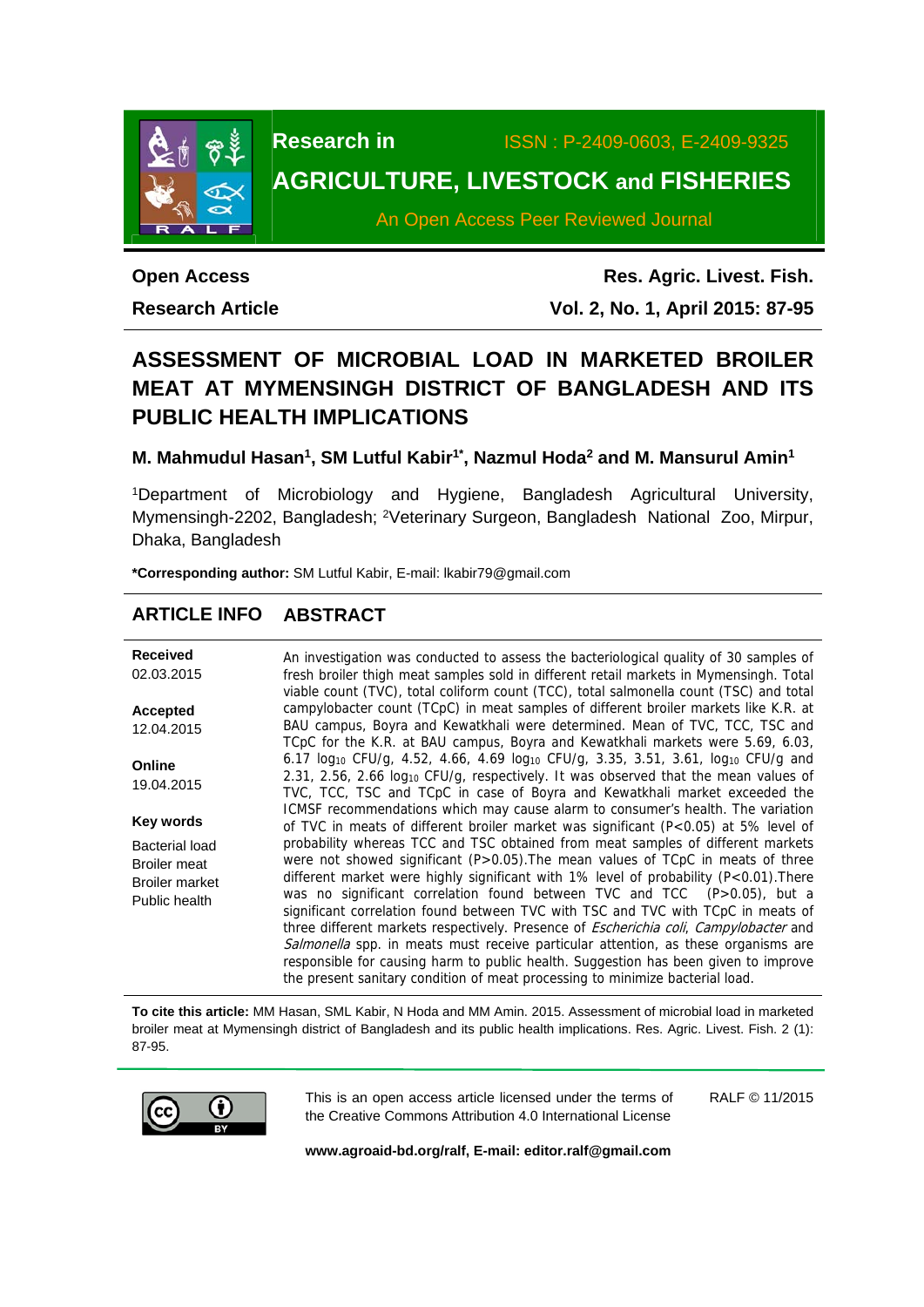Research in ISSN : P-2409-0603, E-2409-9325

# AGRICULTURE, LIVESTOCK and FISHERIES

An Open Access Peer Reviewed Journal

**Open Access** **Res. Agric. Livest. Fish.**

**Research Article** **Vol. 2, No. 1, April 2015: 87-95**

# ASSESSMENT OF MICROBIAL LOAD IN MARKETED BROILER MEAT AT MYMENSINGH DISTRICT OF BANGLADESH AND ITS PUBLIC HEALTH IMPLICATIONS

**M. Mahmudul Hasan[1], SM Lutful Kabir[1*], Nazmul Hoda[2] and M. Mansurul Amin[1]**

[1]Department of Microbiology and Hygiene, Bangladesh Agricultural University, Mymensingh-2202, Bangladesh; [2]Veterinary Surgeon, Bangladesh National Zoo, Mirpur, Dhaka, Bangladesh

**\*Corresponding author:** SM Lutful Kabir, E-mail: lkabir79@gmail.com

## ARTICLE INFO

**Received**
02.03.2015

**Accepted**
12.04.2015

**Online**
19.04.2015

**Key words**
Bacterial load
Broiler meat
Broiler market
Public health

## ABSTRACT

An investigation was conducted to assess the bacteriological quality of 30 samples of fresh broiler thigh meat samples sold in different retail markets in Mymensingh. Total viable count (TVC), total coliform count (TCC), total salmonella count (TSC) and total campylobacter count (TCpC) in meat samples of different broiler markets like K.R. at BAU campus, Boyra and Kewatkhali were determined. Mean of TVC, TCC, TSC and TCpC for the K.R. at BAU campus, Boyra and Kewatkhali markets were 5.69, 6.03, 6.17 $\log_{10}$ CFU/g, 4.52, 4.66, 4.69 $\log_{10}$ CFU/g, 3.35, 3.51, 3.61, $\log_{10}$ CFU/g and 2.31, 2.56, 2.66 $\log_{10}$ CFU/g, respectively. It was observed that the mean values of TVC, TCC, TSC and TCpC in case of Boyra and Kewatkhali market exceeded the ICMSF recommendations which may cause alarm to consumer's health. The variation of TVC in meats of different broiler market was significant ($P<0.05$) at 5% level of probability whereas TCC and TSC obtained from meat samples of different markets were not showed significant ($P>0.05$).The mean values of TCpC in meats of three different market were highly significant with 1% level of probability ($P<0.01$).There was no significant correlation found between TVC and TCC ($P>0.05$), but a significant correlation found between TVC with TSC and TVC with TCpC in meats of three different markets respectively. Presence of *Escherichia coli*, *Campylobacter* and *Salmonella* spp. in meats must receive particular attention, as these organisms are responsible for causing harm to public health. Suggestion has been given to improve the present sanitary condition of meat processing to minimize bacterial load.

**To cite this article:** MM Hasan, SML Kabir, N Hoda and MM Amin. 2015. Assessment of microbial load in marketed broiler meat at Mymensingh district of Bangladesh and its public health implications. Res. Agric. Livest. Fish. 2 (1): 87-95.

This is an open access article licensed under the terms of the Creative Commons Attribution 4.0 International License

RALF © 11/2015

**www.agroaid-bd.org/ralf, E-mail: editor.ralf@gmail.com**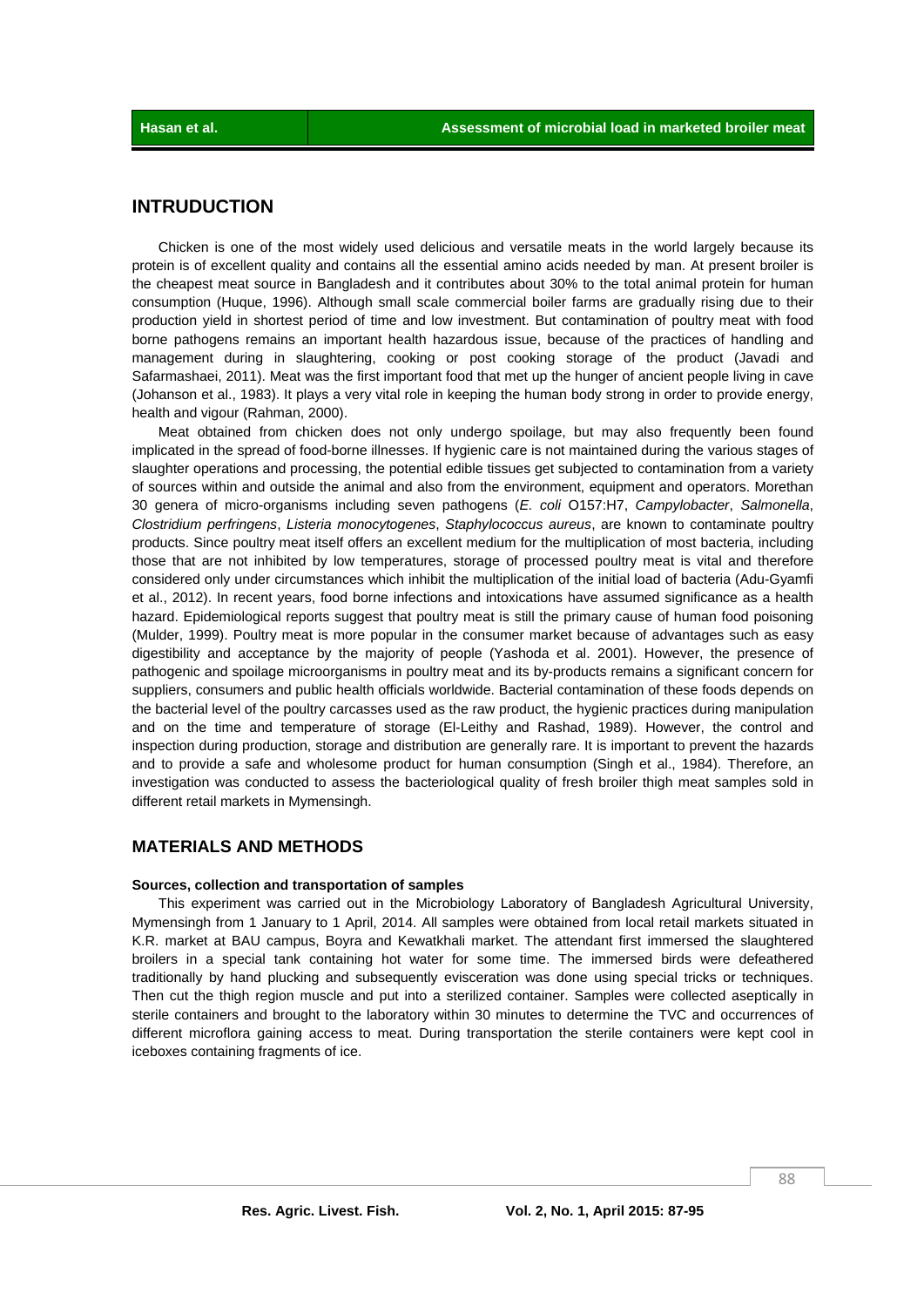## INTRUDUCTION

Chicken is one of the most widely used delicious and versatile meats in the world largely because its protein is of excellent quality and contains all the essential amino acids needed by man. At present broiler is the cheapest meat source in Bangladesh and it contributes about 30% to the total animal protein for human consumption (Huque, 1996). Although small scale commercial boiler farms are gradually rising due to their production yield in shortest period of time and low investment. But contamination of poultry meat with food borne pathogens remains an important health hazardous issue, because of the practices of handling and management during in slaughtering, cooking or post cooking storage of the product (Javadi and Safarmashaei, 2011). Meat was the first important food that met up the hunger of ancient people living in cave (Johanson et al., 1983). It plays a very vital role in keeping the human body strong in order to provide energy, health and vigour (Rahman, 2000).

Meat obtained from chicken does not only undergo spoilage, but may also frequently been found implicated in the spread of food-borne illnesses. If hygienic care is not maintained during the various stages of slaughter operations and processing, the potential edible tissues get subjected to contamination from a variety of sources within and outside the animal and also from the environment, equipment and operators. Morethan 30 genera of micro-organisms including seven pathogens (*E. coli* O157:H7, *Campylobacter*, *Salmonella*, *Clostridium perfringens*, *Listeria monocytogenes*, *Staphylococcus aureus*, are known to contaminate poultry products. Since poultry meat itself offers an excellent medium for the multiplication of most bacteria, including those that are not inhibited by low temperatures, storage of processed poultry meat is vital and therefore considered only under circumstances which inhibit the multiplication of the initial load of bacteria (Adu-Gyamfi et al., 2012). In recent years, food borne infections and intoxications have assumed significance as a health hazard. Epidemiological reports suggest that poultry meat is still the primary cause of human food poisoning (Mulder, 1999). Poultry meat is more popular in the consumer market because of advantages such as easy digestibility and acceptance by the majority of people (Yashoda et al. 2001). However, the presence of pathogenic and spoilage microorganisms in poultry meat and its by-products remains a significant concern for suppliers, consumers and public health officials worldwide. Bacterial contamination of these foods depends on the bacterial level of the poultry carcasses used as the raw product, the hygienic practices during manipulation and on the time and temperature of storage (El-Leithy and Rashad, 1989). However, the control and inspection during production, storage and distribution are generally rare. It is important to prevent the hazards and to provide a safe and wholesome product for human consumption (Singh et al., 1984). Therefore, an investigation was conducted to assess the bacteriological quality of fresh broiler thigh meat samples sold in different retail markets in Mymensingh.

## MATERIALS AND METHODS

### Sources, collection and transportation of samples

This experiment was carried out in the Microbiology Laboratory of Bangladesh Agricultural University, Mymensingh from 1 January to 1 April, 2014. All samples were obtained from local retail markets situated in K.R. market at BAU campus, Boyra and Kewatkhali market. The attendant first immersed the slaughtered broilers in a special tank containing hot water for some time. The immersed birds were defeathered traditionally by hand plucking and subsequently evisceration was done using special tricks or techniques. Then cut the thigh region muscle and put into a sterilized container. Samples were collected aseptically in sterile containers and brought to the laboratory within 30 minutes to determine the TVC and occurrences of different microflora gaining access to meat. During transportation the sterile containers were kept cool in iceboxes containing fragments of ice.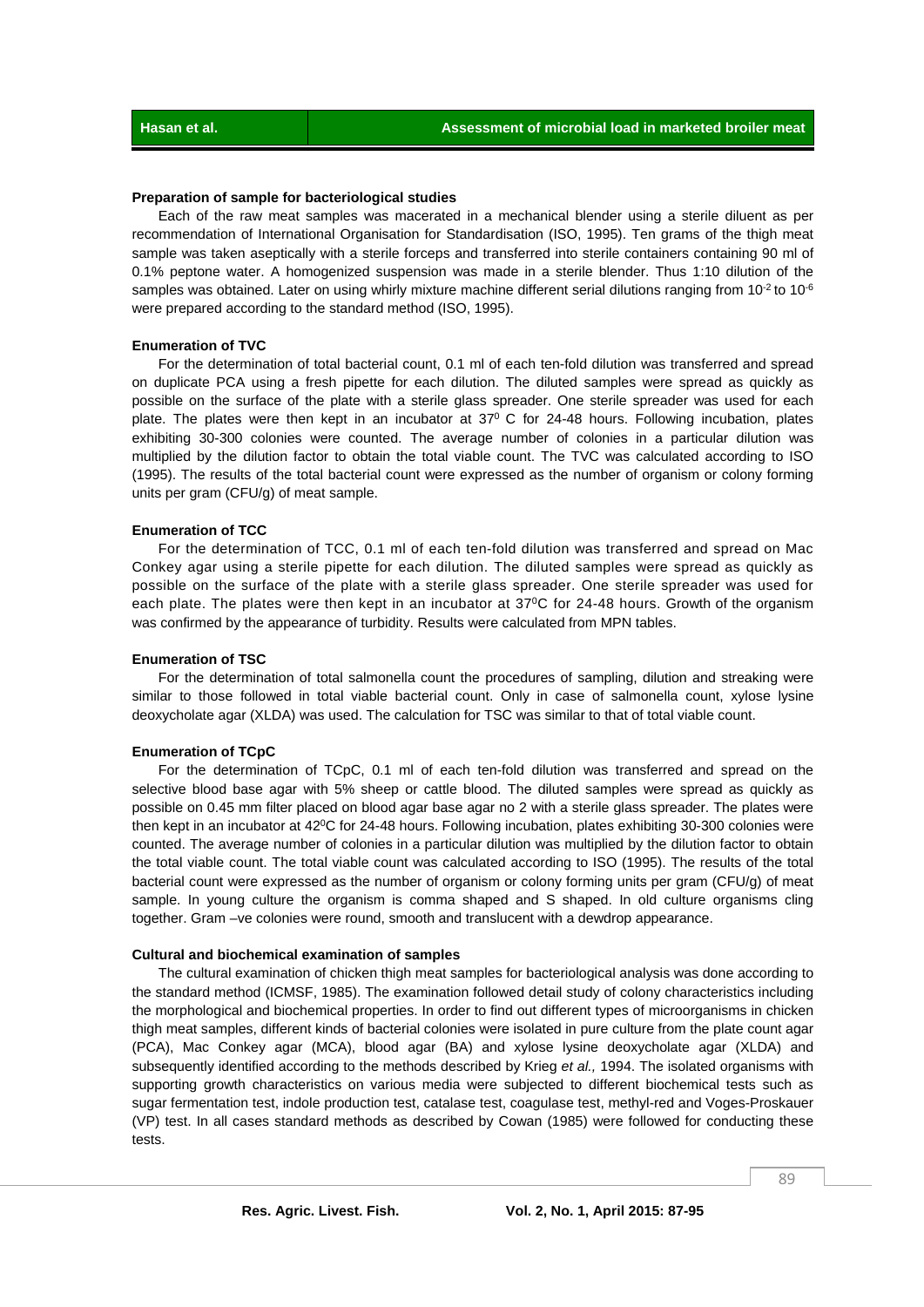**Preparation of sample for bacteriological studies**

Each of the raw meat samples was macerated in a mechanical blender using a sterile diluent as per recommendation of International Organisation for Standardisation (ISO, 1995). Ten grams of the thigh meat sample was taken aseptically with a sterile forceps and transferred into sterile containers containing 90 ml of 0.1% peptone water. A homogenized suspension was made in a sterile blender. Thus 1:10 dilution of the samples was obtained. Later on using whirly mixture machine different serial dilutions ranging from $10^{-2}$ to $10^{-6}$ were prepared according to the standard method (ISO, 1995).

**Enumeration of TVC**

For the determination of total bacterial count, 0.1 ml of each ten-fold dilution was transferred and spread on duplicate PCA using a fresh pipette for each dilution. The diluted samples were spread as quickly as possible on the surface of the plate with a sterile glass spreader. One sterile spreader was used for each plate. The plates were then kept in an incubator at $37^0$ C for 24-48 hours. Following incubation, plates exhibiting 30-300 colonies were counted. The average number of colonies in a particular dilution was multiplied by the dilution factor to obtain the total viable count. The TVC was calculated according to ISO (1995). The results of the total bacterial count were expressed as the number of organism or colony forming units per gram (CFU/g) of meat sample.

**Enumeration of TCC**

For the determination of TCC, 0.1 ml of each ten-fold dilution was transferred and spread on Mac Conkey agar using a sterile pipette for each dilution. The diluted samples were spread as quickly as possible on the surface of the plate with a sterile glass spreader. One sterile spreader was used for each plate. The plates were then kept in an incubator at $37^0$C for 24-48 hours. Growth of the organism was confirmed by the appearance of turbidity. Results were calculated from MPN tables.

**Enumeration of TSC**

For the determination of total salmonella count the procedures of sampling, dilution and streaking were similar to those followed in total viable bacterial count. Only in case of salmonella count, xylose lysine deoxycholate agar (XLDA) was used. The calculation for TSC was similar to that of total viable count.

**Enumeration of TCpC**

For the determination of TCpC, 0.1 ml of each ten-fold dilution was transferred and spread on the selective blood base agar with 5% sheep or cattle blood. The diluted samples were spread as quickly as possible on 0.45 mm filter placed on blood agar base agar no 2 with a sterile glass spreader. The plates were then kept in an incubator at $42^0$C for 24-48 hours. Following incubation, plates exhibiting 30-300 colonies were counted. The average number of colonies in a particular dilution was multiplied by the dilution factor to obtain the total viable count. The total viable count was calculated according to ISO (1995). The results of the total bacterial count were expressed as the number of organism or colony forming units per gram (CFU/g) of meat sample. In young culture the organism is comma shaped and S shaped. In old culture organisms cling together. Gram –ve colonies were round, smooth and translucent with a dewdrop appearance.

**Cultural and biochemical examination of samples**

The cultural examination of chicken thigh meat samples for bacteriological analysis was done according to the standard method (ICMSF, 1985). The examination followed detail study of colony characteristics including the morphological and biochemical properties. In order to find out different types of microorganisms in chicken thigh meat samples, different kinds of bacterial colonies were isolated in pure culture from the plate count agar (PCA), Mac Conkey agar (MCA), blood agar (BA) and xylose lysine deoxycholate agar (XLDA) and subsequently identified according to the methods described by Krieg *et al.,* 1994. The isolated organisms with supporting growth characteristics on various media were subjected to different biochemical tests such as sugar fermentation test, indole production test, catalase test, coagulase test, methyl-red and Voges-Proskauer (VP) test. In all cases standard methods as described by Cowan (1985) were followed for conducting these tests.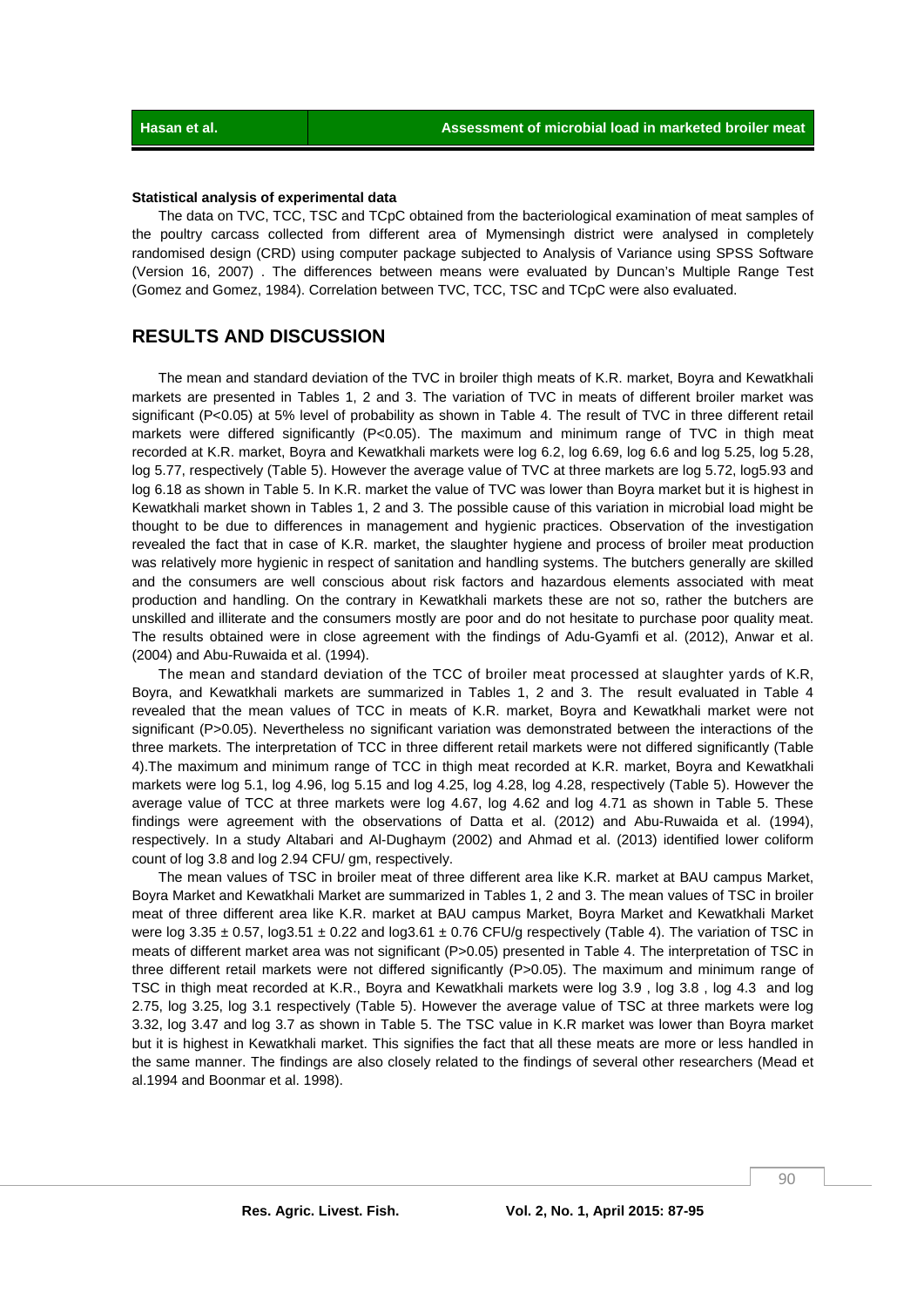### Statistical analysis of experimental data

The data on TVC, TCC, TSC and TCpC obtained from the bacteriological examination of meat samples of the poultry carcass collected from different area of Mymensingh district were analysed in completely randomised design (CRD) using computer package subjected to Analysis of Variance using SPSS Software (Version 16, 2007) . The differences between means were evaluated by Duncan's Multiple Range Test (Gomez and Gomez, 1984). Correlation between TVC, TCC, TSC and TCpC were also evaluated.

## RESULTS AND DISCUSSION

The mean and standard deviation of the TVC in broiler thigh meats of K.R. market, Boyra and Kewatkhali markets are presented in Tables 1, 2 and 3. The variation of TVC in meats of different broiler market was significant ($P<0.05$) at 5% level of probability as shown in Table 4. The result of TVC in three different retail markets were differed significantly ($P<0.05$). The maximum and minimum range of TVC in thigh meat recorded at K.R. market, Boyra and Kewatkhali markets were log 6.2, log 6.69, log 6.6 and log 5.25, log 5.28, log 5.77, respectively (Table 5). However the average value of TVC at three markets are log 5.72, log5.93 and log 6.18 as shown in Table 5. In K.R. market the value of TVC was lower than Boyra market but it is highest in Kewatkhali market shown in Tables 1, 2 and 3. The possible cause of this variation in microbial load might be thought to be due to differences in management and hygienic practices. Observation of the investigation revealed the fact that in case of K.R. market, the slaughter hygiene and process of broiler meat production was relatively more hygienic in respect of sanitation and handling systems. The butchers generally are skilled and the consumers are well conscious about risk factors and hazardous elements associated with meat production and handling. On the contrary in Kewatkhali markets these are not so, rather the butchers are unskilled and illiterate and the consumers mostly are poor and do not hesitate to purchase poor quality meat. The results obtained were in close agreement with the findings of Adu-Gyamfi et al. (2012), Anwar et al. (2004) and Abu-Ruwaida et al. (1994).

The mean and standard deviation of the TCC of broiler meat processed at slaughter yards of K.R, Boyra, and Kewatkhali markets are summarized in Tables 1, 2 and 3. The result evaluated in Table 4 revealed that the mean values of TCC in meats of K.R. market, Boyra and Kewatkhali market were not significant ($P>0.05$). Nevertheless no significant variation was demonstrated between the interactions of the three markets. The interpretation of TCC in three different retail markets were not differed significantly (Table 4).The maximum and minimum range of TCC in thigh meat recorded at K.R. market, Boyra and Kewatkhali markets were log 5.1, log 4.96, log 5.15 and log 4.25, log 4.28, log 4.28, respectively (Table 5). However the average value of TCC at three markets were log 4.67, log 4.62 and log 4.71 as shown in Table 5. These findings were agreement with the observations of Datta et al. (2012) and Abu-Ruwaida et al. (1994), respectively. In a study Altabari and Al-Dughaym (2002) and Ahmad et al. (2013) identified lower coliform count of log 3.8 and log 2.94 CFU/ gm, respectively.

The mean values of TSC in broiler meat of three different area like K.R. market at BAU campus Market, Boyra Market and Kewatkhali Market are summarized in Tables 1, 2 and 3. The mean values of TSC in broiler meat of three different area like K.R. market at BAU campus Market, Boyra Market and Kewatkhali Market were log $3.35 \pm 0.57$, log$3.51 \pm 0.22$ and log$3.61 \pm 0.76$ CFU/g respectively (Table 4). The variation of TSC in meats of different market area was not significant ($P>0.05$) presented in Table 4. The interpretation of TSC in three different retail markets were not differed significantly ($P>0.05$). The maximum and minimum range of TSC in thigh meat recorded at K.R., Boyra and Kewatkhali markets were log 3.9 , log 3.8 , log 4.3 and log 2.75, log 3.25, log 3.1 respectively (Table 5). However the average value of TSC at three markets were log 3.32, log 3.47 and log 3.7 as shown in Table 5. The TSC value in K.R market was lower than Boyra market but it is highest in Kewatkhali market. This signifies the fact that all these meats are more or less handled in the same manner. The findings are also closely related to the findings of several other researchers (Mead et al.1994 and Boonmar et al. 1998).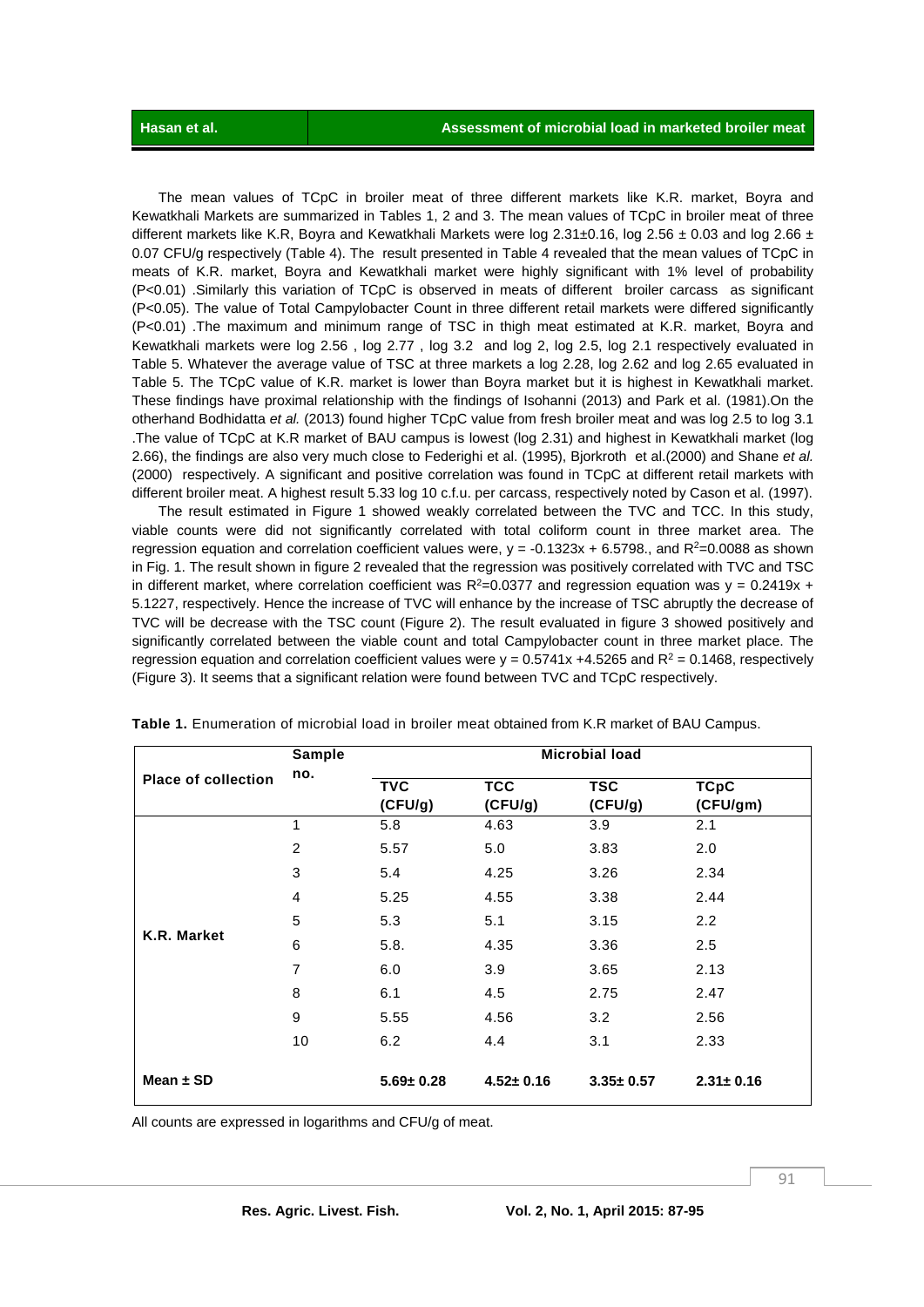The mean values of TCpC in broiler meat of three different markets like K.R. market, Boyra and Kewatkhali Markets are summarized in Tables 1, 2 and 3. The mean values of TCpC in broiler meat of three different markets like K.R, Boyra and Kewatkhali Markets were log 2.31±0.16, log 2.56 ± 0.03 and log 2.66 ± 0.07 CFU/g respectively (Table 4). The result presented in Table 4 revealed that the mean values of TCpC in meats of K.R. market, Boyra and Kewatkhali market were highly significant with 1% level of probability ($P<0.01$) .Similarly this variation of TCpC is observed in meats of different broiler carcass as significant ($P<0.05$). The value of Total Campylobacter Count in three different retail markets were differed significantly ($P<0.01$) .The maximum and minimum range of TSC in thigh meat estimated at K.R. market, Boyra and Kewatkhali markets were log 2.56 , log 2.77 , log 3.2 and log 2, log 2.5, log 2.1 respectively evaluated in Table 5. Whatever the average value of TSC at three markets a log 2.28, log 2.62 and log 2.65 evaluated in Table 5. The TCpC value of K.R. market is lower than Boyra market but it is highest in Kewatkhali market. These findings have proximal relationship with the findings of Isohanni (2013) and Park et al. (1981).On the otherhand Bodhidatta *et al.* (2013) found higher TCpC value from fresh broiler meat and was log 2.5 to log 3.1 .The value of TCpC at K.R market of BAU campus is lowest (log 2.31) and highest in Kewatkhali market (log 2.66), the findings are also very much close to Federighi et al. (1995), Bjorkroth et al.(2000) and Shane *et al.* (2000) respectively. A significant and positive correlation was found in TCpC at different retail markets with different broiler meat. A highest result 5.33 log 10 c.f.u. per carcass, respectively noted by Cason et al. (1997).

The result estimated in Figure 1 showed weakly correlated between the TVC and TCC. In this study, viable counts were did not significantly correlated with total coliform count in three market area. The regression equation and correlation coefficient values were, $y = -0.1323x + 6.5798$., and $R^2=0.0088$ as shown in Fig. 1. The result shown in figure 2 revealed that the regression was positively correlated with TVC and TSC in different market, where correlation coefficient was $R^2=0.0377$ and regression equation was $y = 0.2419x + 5.1227$, respectively. Hence the increase of TVC will enhance by the increase of TSC abruptly the decrease of TVC will be decrease with the TSC count (Figure 2). The result evaluated in figure 3 showed positively and significantly correlated between the viable count and total Campylobacter count in three market place. The regression equation and correlation coefficient values were $y = 0.5741x + 4.5265$ and $R^2 = 0.1468$, respectively (Figure 3). It seems that a significant relation were found between TVC and TCpC respectively.

**Table 1.** Enumeration of microbial load in broiler meat obtained from K.R market of BAU Campus.

| Place of collection | Sample no. | Microbial load | | | |
|---|---|---|---|---|---|
| | | TVC (CFU/g) | TCC (CFU/g) | TSC (CFU/g) | TCpC (CFU/gm) |
| K.R. Market | 1 | 5.8 | 4.63 | 3.9 | 2.1 |
| | 2 | 5.57 | 5.0 | 3.83 | 2.0 |
| | 3 | 5.4 | 4.25 | 3.26 | 2.34 |
| | 4 | 5.25 | 4.55 | 3.38 | 2.44 |
| | 5 | 5.3 | 5.1 | 3.15 | 2.2 |
| | 6 | 5.8. | 4.35 | 3.36 | 2.5 |
| | 7 | 6.0 | 3.9 | 3.65 | 2.13 |
| | 8 | 6.1 | 4.5 | 2.75 | 2.47 |
| | 9 | 5.55 | 4.56 | 3.2 | 2.56 |
| | 10 | 6.2 | 4.4 | 3.1 | 2.33 |
| **Mean ± SD** | | **5.69± 0.28** | **4.52± 0.16** | **3.35± 0.57** | **2.31± 0.16** |

All counts are expressed in logarithms and CFU/g of meat.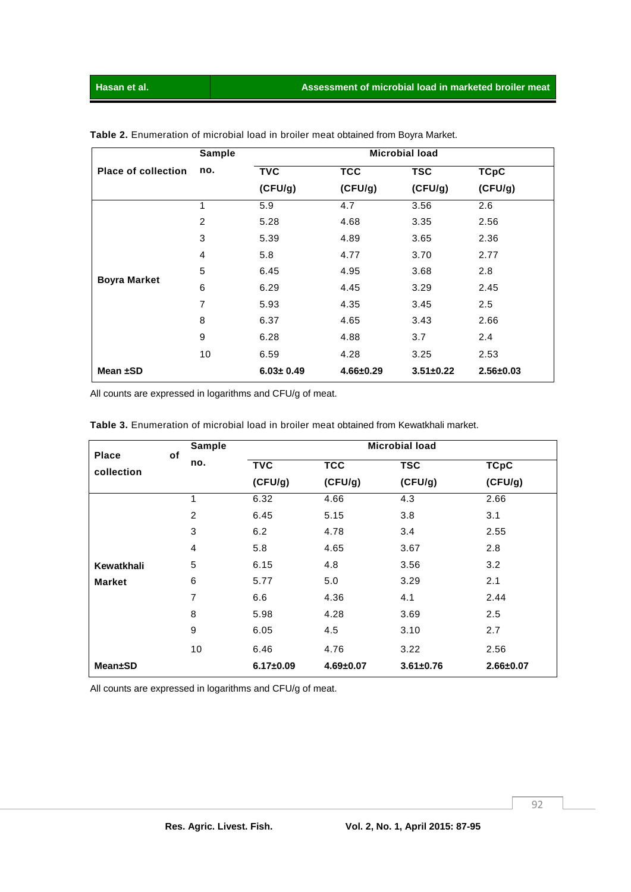**Table 2.** Enumeration of microbial load in broiler meat obtained from Boyra Market.

| Place of collection | Sample no. | Microbial load | | | |
|---|---|---|---|---|---|
| | | TVC (CFU/g) | TCC (CFU/g) | TSC (CFU/g) | TCpC (CFU/g) |
| Boyra Market | 1 | 5.9 | 4.7 | 3.56 | 2.6 |
| | 2 | 5.28 | 4.68 | 3.35 | 2.56 |
| | 3 | 5.39 | 4.89 | 3.65 | 2.36 |
| | 4 | 5.8 | 4.77 | 3.70 | 2.77 |
| | 5 | 6.45 | 4.95 | 3.68 | 2.8 |
| | 6 | 6.29 | 4.45 | 3.29 | 2.45 |
| | 7 | 5.93 | 4.35 | 3.45 | 2.5 |
| | 8 | 6.37 | 4.65 | 3.43 | 2.66 |
| | 9 | 6.28 | 4.88 | 3.7 | 2.4 |
| | 10 | 6.59 | 4.28 | 3.25 | 2.53 |
| **Mean ±SD** | | **6.03± 0.49** | **4.66±0.29** | **3.51±0.22** | **2.56±0.03** |

All counts are expressed in logarithms and CFU/g of meat.

**Table 3.** Enumeration of microbial load in broiler meat obtained from Kewatkhali market.

| Place of collection | Sample no. | Microbial load | | | |
|---|---|---|---|---|---|
| | | TVC (CFU/g) | TCC (CFU/g) | TSC (CFU/g) | TCpC (CFU/g) |
| Kewatkhali Market | 1 | 6.32 | 4.66 | 4.3 | 2.66 |
| | 2 | 6.45 | 5.15 | 3.8 | 3.1 |
| | 3 | 6.2 | 4.78 | 3.4 | 2.55 |
| | 4 | 5.8 | 4.65 | 3.67 | 2.8 |
| | 5 | 6.15 | 4.8 | 3.56 | 3.2 |
| | 6 | 5.77 | 5.0 | 3.29 | 2.1 |
| | 7 | 6.6 | 4.36 | 4.1 | 2.44 |
| | 8 | 5.98 | 4.28 | 3.69 | 2.5 |
| | 9 | 6.05 | 4.5 | 3.10 | 2.7 |
| | 10 | 6.46 | 4.76 | 3.22 | 2.56 |
| **Mean±SD** | | **6.17±0.09** | **4.69±0.07** | **3.61±0.76** | **2.66±0.07** |

All counts are expressed in logarithms and CFU/g of meat.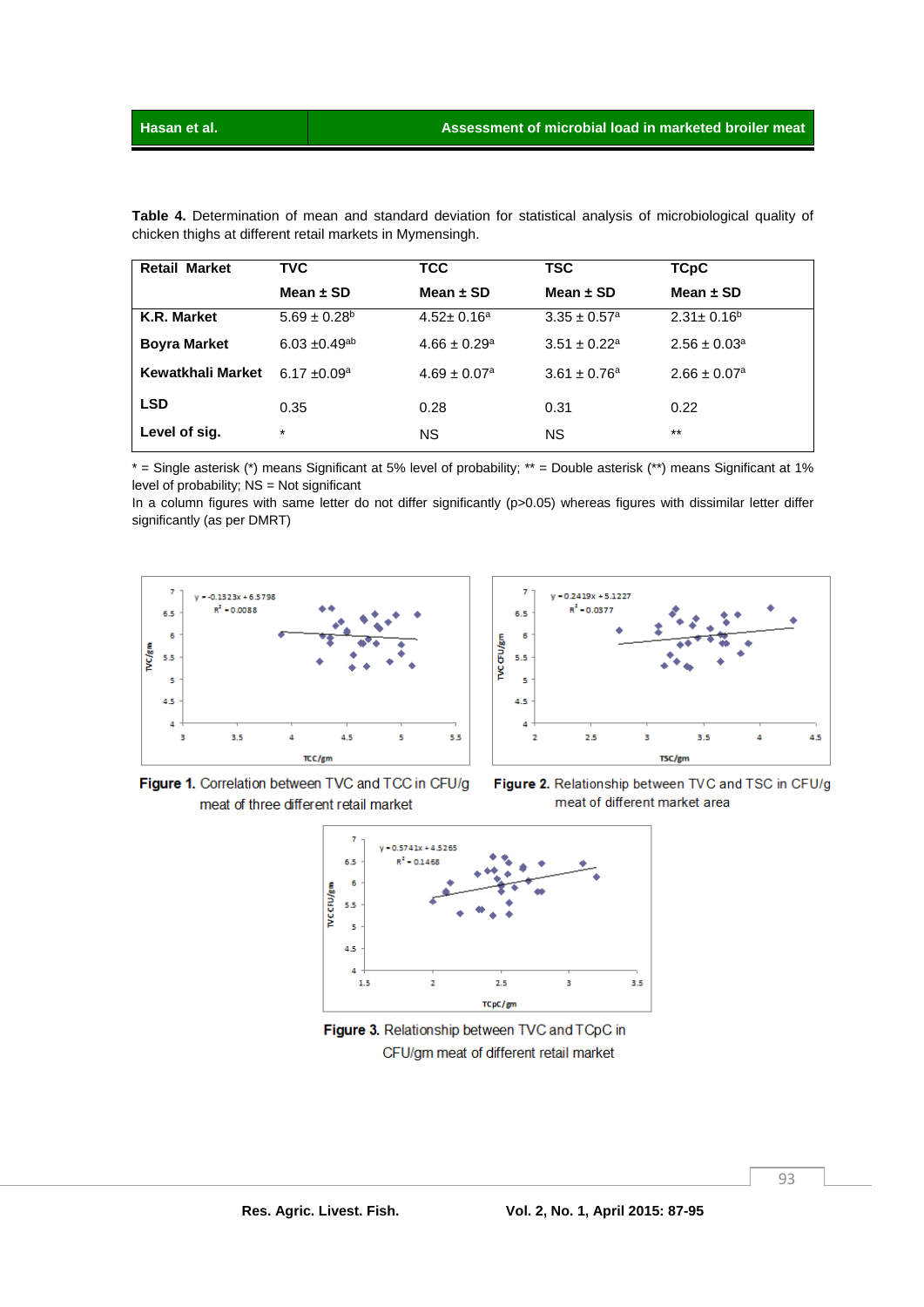**Table 4.** Determination of mean and standard deviation for statistical analysis of microbiological quality of chicken thighs at different retail markets in Mymensingh.

| Retail Market | TVC | TCC | TSC | TCpC |
|---|---|---|---|---|
| | Mean ± SD | Mean ± SD | Mean ± SD | Mean ± SD |
| **K.R. Market** | 5.69 ± 0.28[b] | 4.52± 0.16[a] | 3.35 ± 0.57[a] | 2.31± 0.16[b] |
| **Boyra Market** | 6.03 ±0.49[ab] | 4.66 ± 0.29[a] | 3.51 ± 0.22[a] | 2.56 ± 0.03[a] |
| **Kewatkhali Market** | 6.17 ±0.09[a] | 4.69 ± 0.07[a] | 3.61 ± 0.76[a] | 2.66 ± 0.07[a] |
| **LSD** | 0.35 | 0.28 | 0.31 | 0.22 |
| **Level of sig.** | * | NS | NS | ** |

* = Single asterisk (*) means Significant at 5% level of probability; ** = Double asterisk (**) means Significant at 1% level of probability; NS = Not significant

In a column figures with same letter do not differ significantly (p>0.05) whereas figures with dissimilar letter differ significantly (as per DMRT)

**Figure 1.** Correlation between TVC and TCC in CFU/g meat of three different retail market

**Figure 2.** Relationship between TVC and TSC in CFU/g meat of different market area

**Figure 3.** Relationship between TVC and TCpC in CFU/gm meat of different retail market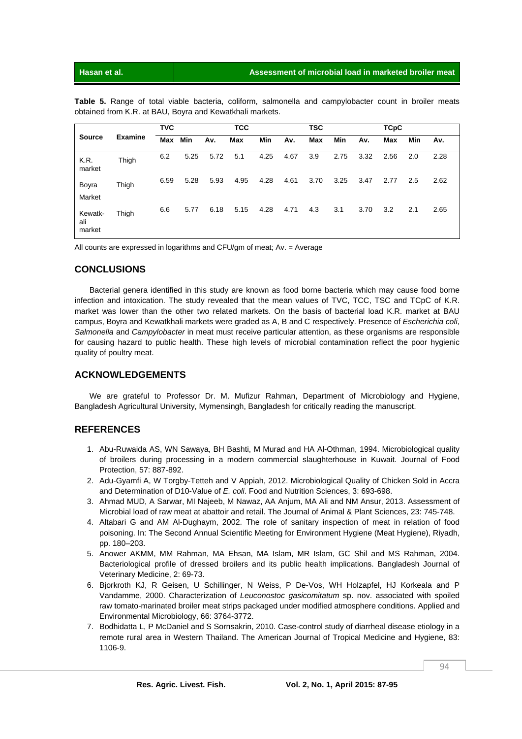**Table 5.** Range of total viable bacteria, coliform, salmonella and campylobacter count in broiler meats obtained from K.R. at BAU, Boyra and Kewatkhali markets.

| Source | Examine | TVC | | | TCC | | | TSC | | | TCpC | | |
|---|---|---|---|---|---|---|---|---|---|---|---|---|---|
| | | Max | Min | Av. | Max | Min | Av. | Max | Min | Av. | Max | Min | Av. |
| K.R. market | Thigh | 6.2 | 5.25 | 5.72 | 5.1 | 4.25 | 4.67 | 3.9 | 2.75 | 3.32 | 2.56 | 2.0 | 2.28 |
| Boyra Market | Thigh | 6.59 | 5.28 | 5.93 | 4.95 | 4.28 | 4.61 | 3.70 | 3.25 | 3.47 | 2.77 | 2.5 | 2.62 |
| Kewatkali market | Thigh | 6.6 | 5.77 | 6.18 | 5.15 | 4.28 | 4.71 | 4.3 | 3.1 | 3.70 | 3.2 | 2.1 | 2.65 |

All counts are expressed in logarithms and CFU/gm of meat; Av. = Average

## CONCLUSIONS

Bacterial genera identified in this study are known as food borne bacteria which may cause food borne infection and intoxication. The study revealed that the mean values of TVC, TCC, TSC and TCpC of K.R. market was lower than the other two related markets. On the basis of bacterial load K.R. market at BAU campus, Boyra and Kewatkhali markets were graded as A, B and C respectively. Presence of *Escherichia coli*, *Salmonella* and *Campylobacter* in meat must receive particular attention, as these organisms are responsible for causing hazard to public health. These high levels of microbial contamination reflect the poor hygienic quality of poultry meat.

## ACKNOWLEDGEMENTS

We are grateful to Professor Dr. M. Mufizur Rahman, Department of Microbiology and Hygiene, Bangladesh Agricultural University, Mymensingh, Bangladesh for critically reading the manuscript.

## REFERENCES

1. Abu-Ruwaida AS, WN Sawaya, BH Bashti, M Murad and HA Al-Othman, 1994. Microbiological quality of broilers during processing in a modern commercial slaughterhouse in Kuwait. Journal of Food Protection, 57: 887-892.
2. Adu-Gyamfi A, W Torgby-Tetteh and V Appiah, 2012. Microbiological Quality of Chicken Sold in Accra and Determination of D10-Value of *E. coli*. Food and Nutrition Sciences, 3: 693-698.
3. Ahmad MUD, A Sarwar, MI Najeeb, M Nawaz, AA Anjum, MA Ali and NM Ansur, 2013. Assessment of Microbial load of raw meat at abattoir and retail. The Journal of Animal & Plant Sciences, 23: 745-748.
4. Altabari G and AM Al-Dughaym, 2002. The role of sanitary inspection of meat in relation of food poisoning. In: The Second Annual Scientific Meeting for Environment Hygiene (Meat Hygiene), Riyadh, pp. 180–203.
5. Anower AKMM, MM Rahman, MA Ehsan, MA Islam, MR Islam, GC Shil and MS Rahman, 2004. Bacteriological profile of dressed broilers and its public health implications. Bangladesh Journal of Veterinary Medicine, 2: 69-73.
6. Bjorkroth KJ, R Geisen, U Schillinger, N Weiss, P De-Vos, WH Holzapfel, HJ Korkeala and P Vandamme, 2000. Characterization of *Leuconostoc gasicomitatum* sp. nov. associated with spoiled raw tomato-marinated broiler meat strips packaged under modified atmosphere conditions. Applied and Environmental Microbiology, 66: 3764-3772.
7. Bodhidatta L, P McDaniel and S Sornsakrin, 2010. Case-control study of diarrheal disease etiology in a remote rural area in Western Thailand. The American Journal of Tropical Medicine and Hygiene, 83: 1106-9.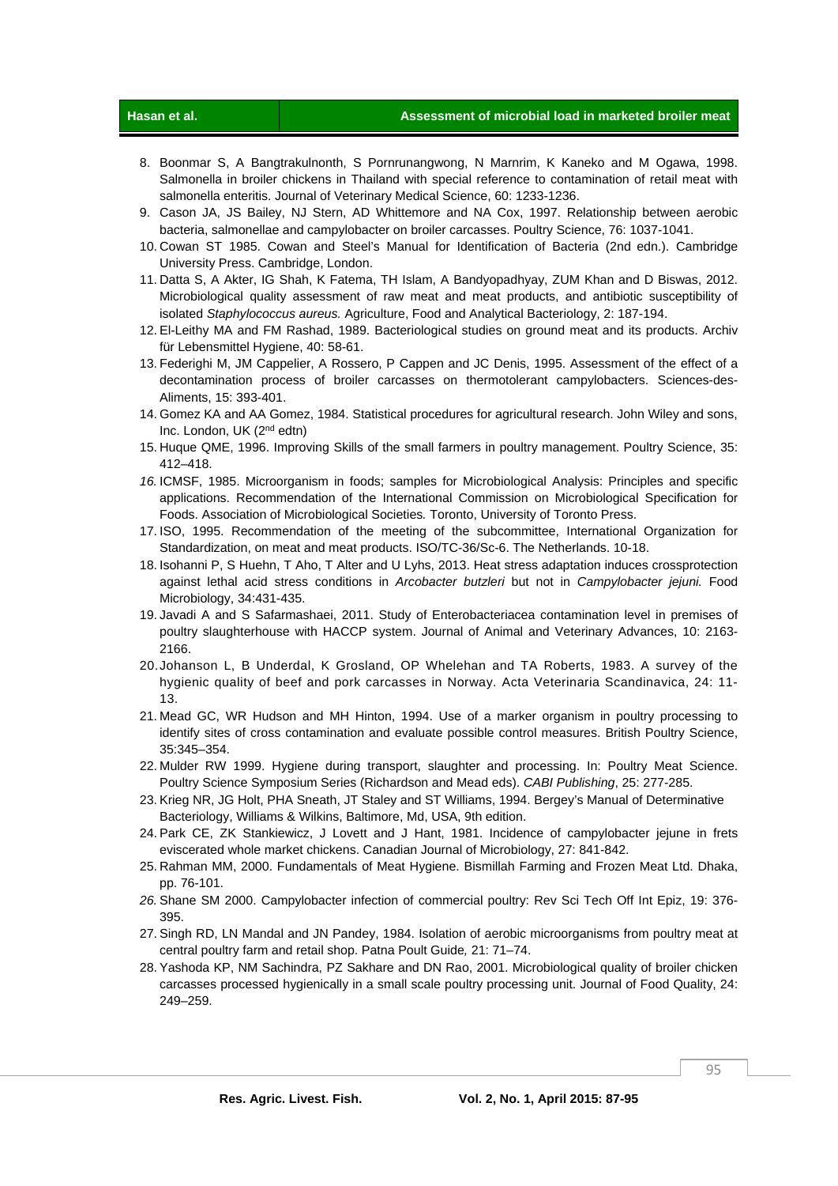8. Boonmar S, A Bangtrakulnonth, S Pornrunangwong, N Marnrim, K Kaneko and M Ogawa, 1998. Salmonella in broiler chickens in Thailand with special reference to contamination of retail meat with salmonella enteritis. Journal of Veterinary Medical Science, 60: 1233-1236.
9. Cason JA, JS Bailey, NJ Stern, AD Whittemore and NA Cox, 1997. Relationship between aerobic bacteria, salmonellae and campylobacter on broiler carcasses. Poultry Science, 76: 1037-1041.
10. Cowan ST 1985. Cowan and Steel's Manual for Identification of Bacteria (2nd edn.). Cambridge University Press. Cambridge, London.
11. Datta S, A Akter, IG Shah, K Fatema, TH Islam, A Bandyopadhyay, ZUM Khan and D Biswas, 2012. Microbiological quality assessment of raw meat and meat products, and antibiotic susceptibility of isolated *Staphylococcus aureus.* Agriculture, Food and Analytical Bacteriology, 2: 187-194.
12. El-Leithy MA and FM Rashad, 1989. Bacteriological studies on ground meat and its products. Archiv für Lebensmittel Hygiene, 40: 58-61.
13. Federighi M, JM Cappelier, A Rossero, P Cappen and JC Denis, 1995. Assessment of the effect of a decontamination process of broiler carcasses on thermotolerant campylobacters. Sciences-des-Aliments, 15: 393-401.
14. Gomez KA and AA Gomez, 1984. Statistical procedures for agricultural research. John Wiley and sons, Inc. London, UK (2nd edtn)
15. Huque QME, 1996. Improving Skills of the small farmers in poultry management. Poultry Science, 35: 412–418.
16. ICMSF, 1985. Microorganism in foods; samples for Microbiological Analysis: Principles and specific applications. Recommendation of the International Commission on Microbiological Specification for Foods. Association of Microbiological Societies*.* Toronto, University of Toronto Press.
17. ISO, 1995. Recommendation of the meeting of the subcommittee, International Organization for Standardization, on meat and meat products. ISO/TC-36/Sc-6. The Netherlands. 10-18.
18. Isohanni P, S Huehn, T Aho, T Alter and U Lyhs, 2013. Heat stress adaptation induces crossprotection against lethal acid stress conditions in *Arcobacter butzleri* but not in *Campylobacter jejuni.* Food Microbiology, 34:431-435.
19. Javadi A and S Safarmashaei, 2011. Study of Enterobacteriacea contamination level in premises of poultry slaughterhouse with HACCP system. Journal of Animal and Veterinary Advances, 10: 2163-2166.
20. Johanson L, B Underdal, K Grosland, OP Whelehan and TA Roberts, 1983. A survey of the hygienic quality of beef and pork carcasses in Norway. Acta Veterinaria Scandinavica, 24: 11-13.
21. Mead GC, WR Hudson and MH Hinton, 1994. Use of a marker organism in poultry processing to identify sites of cross contamination and evaluate possible control measures. British Poultry Science, 35:345–354.
22. Mulder RW 1999. Hygiene during transport, slaughter and processing. In: Poultry Meat Science. Poultry Science Symposium Series (Richardson and Mead eds). *CABI Publishing*, 25: 277-285.
23. Krieg NR, JG Holt, PHA Sneath, JT Staley and ST Williams, 1994. Bergey's Manual of Determinative Bacteriology, Williams & Wilkins, Baltimore, Md, USA, 9th edition.
24. Park CE, ZK Stankiewicz, J Lovett and J Hant, 1981. Incidence of campylobacter jejune in frets eviscerated whole market chickens. Canadian Journal of Microbiology, 27: 841-842.
25. Rahman MM, 2000. Fundamentals of Meat Hygiene. Bismillah Farming and Frozen Meat Ltd. Dhaka, pp. 76-101.
26. Shane SM 2000. Campylobacter infection of commercial poultry: Rev Sci Tech Off Int Epiz, 19: 376-395.
27. Singh RD, LN Mandal and JN Pandey, 1984. Isolation of aerobic microorganisms from poultry meat at central poultry farm and retail shop. Patna Poult Guide*,* 21: 71–74.
28. Yashoda KP, NM Sachindra, PZ Sakhare and DN Rao, 2001. Microbiological quality of broiler chicken carcasses processed hygienically in a small scale poultry processing unit. Journal of Food Quality, 24: 249–259.